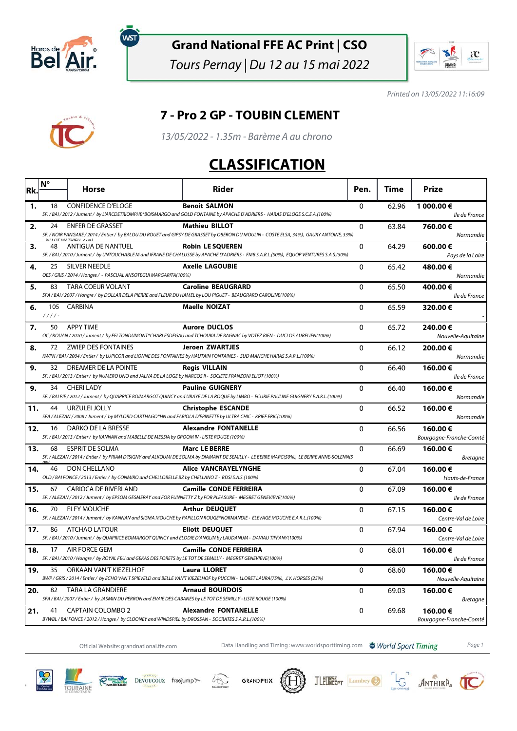# Grand National FFE AC Print | CSO

*Tours Pernay | Du 12 au 15 mai 2022*

*Printed on 13/05/2022 11:16:09*

## 7 - Pro 2 GP - TOUBIN CLEMENT

*13/05/2022 - 1.35m - Barème A au chrono*

# CLASSIFICATION

| Rk. | N° | Horse | Rider | Pen. | Time | Prize |
|---|---|---|---|---|---|---|
| 1. | 18 | CONFIDENCE D'ELOGE<br>*SF. / BAI / 2012 / Jument / by L'ARCDETRIOMPHE*BOISMARGO and GOLD FONTAINE by APACHE D'ADRIERS - HARAS D'ELOGE S.C.E.A.(100%)* | **Benoit SALMON** | 0 | 62.96 | **1 000.00 €**<br>*Ile de France* |
| 2. | 24 | ENFER DE GRASSET<br>*SF. / NOIR PANGARE / 2014 / Entier / by BALOU DU ROUET and GIPSY DE GRASSET by OBERON DU MOULIN - COSTE ELSA, 34%), GAURY ANTOINE, 33%) BILLOT MATHIEU, 33%)* | **Mathieu BILLOT** | 0 | 63.84 | **760.00 €**<br>*Normandie* |
| 3. | 48 | ANTIGUA DE NANTUEL<br>*SF. / BAI / 2010 / Jument / by UNTOUCHABLE M and IFRANE DE CHALUSSE by APACHE D'ADRIERS - FMB S.A.R.L.(50%), EQUOP VENTURES S.A.S.(50%)* | **Robin LE SQUEREN** | 0 | 64.29 | **600.00 €**<br>*Pays de la Loire* |
| 4. | 25 | SILVER NEEDLE<br>*OES / GRIS / 2014 / Hongre / - PASCUAL ANSOTEGUI MARGARITA(100%)* | **Axelle LAGOUBIE** | 0 | 65.42 | **480.00 €**<br>*Normandie* |
| 5. | 83 | TARA COEUR VOLANT<br>*SFA / BAI / 2007 / Hongre / by DOLLAR DELA PIERRE and FLEUR DU HAMEL by LOU PIGUET - BEAUGRARD CAROLINE(100%)* | **Caroline BEAUGRARD** | 0 | 65.50 | **400.00 €**<br>*Ile de France* |
| 6. | 105 | CARBINA<br>*/ / / / -* | **Maelle NOIZAT** | 0 | 65.59 | **320.00 €**<br>- |
| 7. | 50 | APPY TIME<br>*OC / ROUAN / 2010 / Jument / by FELTONDUMONT*CHARLESDEGAU and TCHOUKA DE BAGNAC by VOTEZ BIEN - DUCLOS AURELIEN(100%)* | **Aurore DUCLOS** | 0 | 65.72 | **240.00 €**<br>*Nouvelle-Aquitaine* |
| 8. | 72 | ZWIEP DES FONTAINES<br>*KWPN / BAI / 2004 / Entier / by LUPICOR and LIONNE DES FONTAINES by HAUTAIN FONTAINES - SUD MANCHE HARAS S.A.R.L.(100%)* | **Jeroen ZWARTJES** | 0 | 66.12 | **200.00 €**<br>*Normandie* |
| 9. | 32 | DREAMER DE LA POINTE<br>*SF. / BAI / 2013 / Entier / by NUMERO UNO and JALNA DE LA LOGE by NARCOS II - SOCIETE FRANZONI ELIOT (100%)* | **Regis VILLAIN** | 0 | 66.40 | **160.00 €**<br>*Ile de France* |
| 9. | 34 | CHERI LADY<br>*SF. / BAI PIE / 2012 / Jument / by QUAPRICE BOIMARGOT QUINCY and UBAYE DE LA ROQUE by LIMBO - ECURIE PAULINE GUIGNERY E.A.R.L.(100%)* | **Pauline GUIGNERY** | 0 | 66.40 | **160.00 €**<br>*Normandie* |
| 11. | 44 | URZULEI JOLLY<br>*SFA / ALEZAN / 2008 / Jument / by MYLORD CARTHAGO*HN and FABIOLA D'EPINETTE by ULTRA CHIC - KRIEF ERIC(100%)* | **Christophe ESCANDE** | 0 | 66.52 | **160.00 €**<br>*Normandie* |
| 12. | 16 | DARKO DE LA BRESSE<br>*SF. / BAI / 2013 / Entier / by KANNAN and MABELLE DE MESSIA by GROOM IV - LISTE ROUGE (100%)* | **Alexandre FONTANELLE** | 0 | 66.56 | **160.00 €**<br>*Bourgogne-Franche-Comté* |
| 13. | 68 | ESPRIT DE SOLMA<br>*SF. / ALEZAN / 2014 / Entier / by PRIAM D'ISIGNY and ALKOUMI DE SOLMA by DIAMANT DE SEMILLY - LE BERRE MARC(50%), LE BERRE ANNE-SOLENN(50%)* | **Marc LE BERRE** | 0 | 66.69 | **160.00 €**<br>*Bretagne* |
| 14. | 46 | DON CHELLANO<br>*OLD / BAI FONCE / 2013 / Entier / by CONMIRO and CHELLOBELLE BZ by CHELLANO Z - BDSI S.A.S.(100%)* | **Alice VANCRAYELYNGHE** | 0 | 67.04 | **160.00 €**<br>*Hauts-de-France* |
| 15. | 67 | CARIOCA DE RIVERLAND<br>*SF. / ALEZAN / 2012 / Jument / by EPSOM GESMERAY and FOR FUNNETTY Z by FOR PLEASURE - MEGRET GENEVIEVE(100%)* | **Camille CONDE FERREIRA** | 0 | 67.09 | **160.00 €**<br>*Ile de France* |
| 16. | 70 | ELFY MOUCHE<br>*SF. / ALEZAN / 2014 / Jument / by KANNAN and SIGMA MOUCHE by PAPILLON ROUGE*NORMANDIE - ELEVAGE MOUCHE E.A.R.L.(100%)* | **Arthur DEUQUET** | 0 | 67.15 | **160.00 €**<br>*Centre-Val de Loire* |
| 17. | 86 | ATCHAO LATOUR<br>*SF. / BAI / 2010 / Jument / by QUAPRICE BOIMARGOT QUINCY and ELODIE D'ANGLIN by LAUDANUM - DAVIAU TIFFANY(100%)* | **Eliott DEUQUET** | 0 | 67.94 | **160.00 €**<br>*Centre-Val de Loire* |
| 18. | 17 | AIR FORCE GEM<br>*SF. / BAI / 2010 / Hongre / by ROYAL FEU and GEKAS DES FORETS by LE TOT DE SEMILLY - MEGRET GENEVIEVE(100%)* | **Camille CONDE FERREIRA** | 0 | 68.01 | **160.00 €**<br>*Ile de France* |
| 19. | 35 | ORKAAN VAN'T KIEZELHOF<br>*BWP / GRIS / 2014 / Entier / by ECHO VAN T SPIEVELD and BELLE VAN'T KIEZELHOF by PUCCINI - LLORET LAURA(75%), J.V. HORSES (25%)* | **Laura LLORET** | 0 | 68.60 | **160.00 €**<br>*Nouvelle-Aquitaine* |
| 20. | 82 | TARA LA GRANDIERE<br>*SFA / BAI / 2007 / Entier / by JASMIN DU PERRON and EVAIE DES CABANES by LE TOT DE SEMILLY - LISTE ROUGE (100%)* | **Arnaud BOURDOIS** | 0 | 69.03 | **160.00 €**<br>*Bretagne* |
| 21. | 41 | CAPTAIN COLOMBO 2<br>*BYWBL / BAI FONCE / 2012 / Hongre / by CLOONEY and WINDSPIEL by DROSSAN - SOCRATES S.A.R.L.(100%)* | **Alexandre FONTANELLE** | 0 | 69.68 | **160.00 €**<br>*Bourgogne-Franche-Comté* |

Official Website: grandnational.ffe.com — Data Handling and Timing : www.worldsporttiming.com — World Sport Timing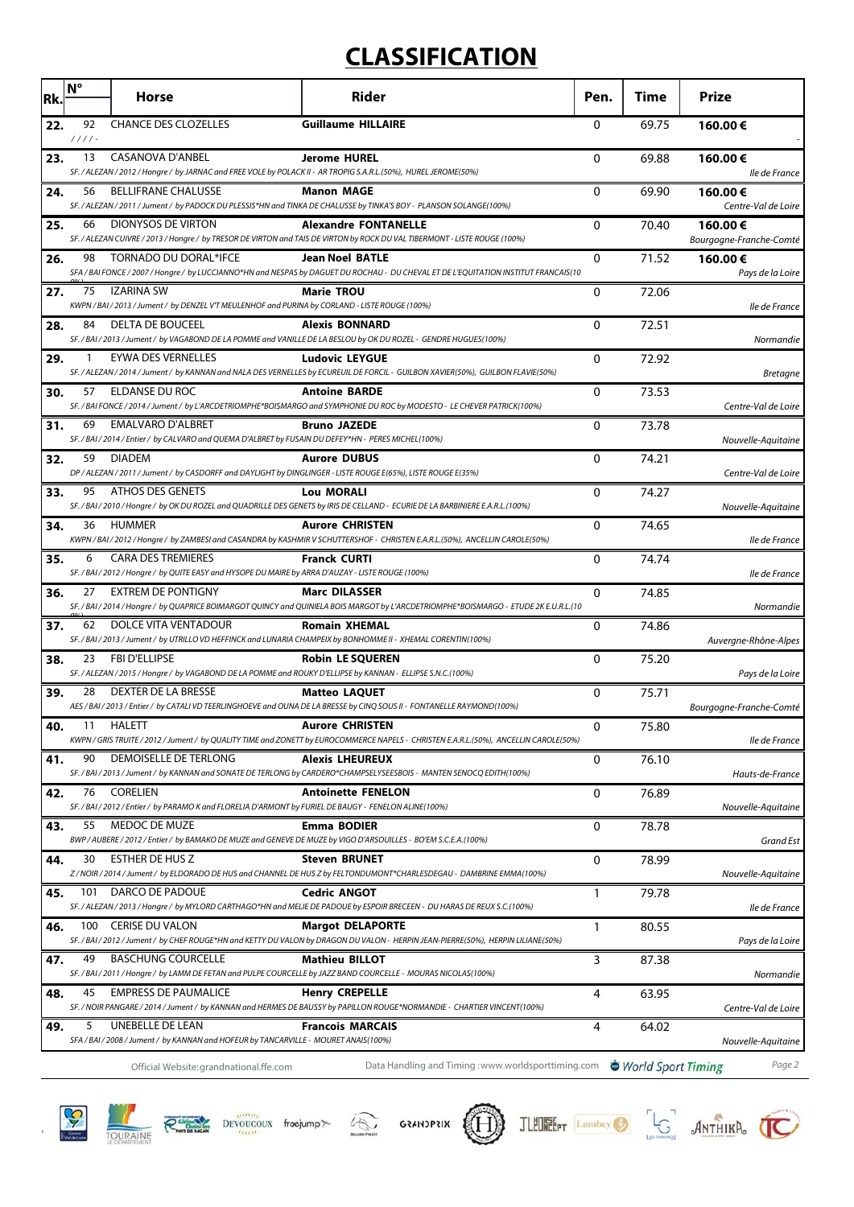# CLASSIFICATION

| Rk. | N° | Horse | Rider | Pen. | Time | Prize |
|---|---|---|---|---|---|---|
| 22. | 92 | CHANCE DES CLOZELLES<br>/ / / / - | Guillaume HILLAIRE | 0 | 69.75 | 160.00 €<br>- |
| 23. | 13 | CASANOVA D'ANBEL<br>SF. / ALEZAN / 2012 / Hongre / by JARNAC and FREE VOLE by POLACK II - AR TROPIG S.A.R.L.(50%), HUREL JEROME(50%) | Jerome HUREL | 0 | 69.88 | 160.00 €<br>Ile de France |
| 24. | 56 | BELLIFRANE CHALUSSE<br>SF. / ALEZAN / 2011 / Jument / by PADOCK DU PLESSIS*HN and TINKA DE CHALUSSE by TINKA'S BOY - PLANSON SOLANGE(100%) | Manon MAGE | 0 | 69.90 | 160.00 €<br>Centre-Val de Loire |
| 25. | 66 | DIONYSOS DE VIRTON<br>SF. / ALEZAN CUIVRE / 2013 / Hongre / by TRESOR DE VIRTON and TAIS DE VIRTON by ROCK DU VAL TIBERMONT - LISTE ROUGE (100%) | Alexandre FONTANELLE | 0 | 70.40 | 160.00 €<br>Bourgogne-Franche-Comté |
| 26. | 98 | TORNADO DU DORAL*IFCE<br>SFA / BAI FONCE / 2007 / Hongre / by LUCCIANNO*HN and NESPAS by DAGUET DU ROCHAU - DU CHEVAL ET DE L'EQUITATION INSTITUT FRANCAIS(10 | Jean Noel BATLE | 0 | 71.52 | 160.00 €<br>Pays de la Loire |
| 27. | 75 | IZARINA SW<br>KWPN / BAI / 2013 / Jument / by DENZEL V'T MEULENHOF and PURINA by CORLAND - LISTE ROUGE (100%) | Marie TROU | 0 | 72.06 | Ile de France |
| 28. | 84 | DELTA DE BOUCEEL<br>SF. / BAI / 2013 / Jument / by VAGABOND DE LA POMME and VANILLE DE LA BESLOU by OK DU ROZEL - GENDRE HUGUES(100%) | Alexis BONNARD | 0 | 72.51 | Normandie |
| 29. | 1 | EYWA DES VERNELLES<br>SF. / ALEZAN / 2014 / Jument / by KANNAN and NALA DES VERNELLES by ECUREUIL DE FORCIL - GUILBON XAVIER(50%), GUILBON FLAVIE(50%) | Ludovic LEYGUE | 0 | 72.92 | Bretagne |
| 30. | 57 | ELDANSE DU ROC<br>SF. / BAI FONCE / 2014 / Jument / by L'ARCDETRIOMPHE*BOISMARGO and SYMPHONIE DU ROC by MODESTO - LE CHEVER PATRICK(100%) | Antoine BARDE | 0 | 73.53 | Centre-Val de Loire |
| 31. | 69 | EMALVARO D'ALBRET<br>SF. / BAI / 2014 / Entier / by CALVARO and QUEMA D'ALBRET by FUSAIN DU DEFEY*HN - PERES MICHEL(100%) | Bruno JAZEDE | 0 | 73.78 | Nouvelle-Aquitaine |
| 32. | 59 | DIADEM<br>DP / ALEZAN / 2011 / Jument / by CASDORFF and DAYLIGHT by DINGLINGER - LISTE ROUGE E(65%), LISTE ROUGE E(35%) | Aurore DUBUS | 0 | 74.21 | Centre-Val de Loire |
| 33. | 95 | ATHOS DES GENETS<br>SF. / BAI / 2010 / Hongre / by OK DU ROZEL and QUADRILLE DES GENETS by IRIS DE CELLAND - ECURIE DE LA BARBINIERE E.A.R.L.(100%) | Lou MORALI | 0 | 74.27 | Nouvelle-Aquitaine |
| 34. | 36 | HUMMER<br>KWPN / BAI / 2012 / Hongre / by ZAMBESI and CASANDRA by KASHMIR V SCHUTTERSHOF - CHRISTEN E.A.R.L.(50%), ANCELLIN CAROLE(50%) | Aurore CHRISTEN | 0 | 74.65 | Ile de France |
| 35. | 6 | CARA DES TREMIERES<br>SF. / BAI / 2012 / Hongre / by QUITE EASY and HYSOPE DU MAIRE by ARRA D'AUZAY - LISTE ROUGE (100%) | Franck CURTI | 0 | 74.74 | Ile de France |
| 36. | 27 | EXTREM DE PONTIGNY<br>SF. / BAI / 2014 / Hongre / by QUAPRICE BOIMARGOT QUINCY and QUINIELA BOIS MARGOT by L'ARCDETRIOMPHE*BOISMARGO - ETUDE 2K E.U.R.L.(10 | Marc DILASSER | 0 | 74.85 | Normandie |
| 37. | 62 | DOLCE VITA VENTADOUR<br>SF. / BAI / 2013 / Jument / by UTRILLO VD HEFFINCK and LUNARIA CHAMPEIX by BONHOMME II - XHEMAL CORENTIN(100%) | Romain XHEMAL | 0 | 74.86 | Auvergne-Rhône-Alpes |
| 38. | 23 | FBI D'ELLIPSE<br>SF. / ALEZAN / 2015 / Hongre / by VAGABOND DE LA POMME and ROUKY D'ELLIPSE by KANNAN - ELLIPSE S.N.C.(100%) | Robin LE SQUEREN | 0 | 75.20 | Pays de la Loire |
| 39. | 28 | DEXTER DE LA BRESSE<br>AES / BAI / 2013 / Entier / by CATALI VD TEERLINGHOEVE and OUNA DE LA BRESSE by CINQ SOUS II - FONTANELLE RAYMOND(100%) | Matteo LAQUET | 0 | 75.71 | Bourgogne-Franche-Comté |
| 40. | 11 | HALETT<br>KWPN / GRIS TRUITE / 2012 / Jument / by QUALITY TIME and ZONETT by EUROCOMMERCE NAPELS - CHRISTEN E.A.R.L.(50%), ANCELLIN CAROLE(50%) | Aurore CHRISTEN | 0 | 75.80 | Ile de France |
| 41. | 90 | DEMOISELLE DE TERLONG<br>SF. / BAI / 2013 / Jument / by KANNAN and SONATE DE TERLONG by CARDERO*CHAMPSELYSEESBOIS - MANTEN SENOCQ EDITH(100%) | Alexis LHEUREUX | 0 | 76.10 | Hauts-de-France |
| 42. | 76 | CORELIEN<br>SF. / BAI / 2012 / Entier / by PARAMO K and FLORELIA D'ARMONT by FURIEL DE BAUGY - FENELON ALINE(100%) | Antoinette FENELON | 0 | 76.89 | Nouvelle-Aquitaine |
| 43. | 55 | MEDOC DE MUZE<br>BWP / AUBERE / 2012 / Entier / by BAMAKO DE MUZE and GENEVE DE MUZE by VIGO D'ARSOUILLES - BO'EM S.C.E.A.(100%) | Emma BODIER | 0 | 78.78 | Grand Est |
| 44. | 30 | ESTHER DE HUS Z<br>Z / NOIR / 2014 / Jument / by ELDORADO DE HUS and CHANNEL DE HUS Z by FELTONDUMONT*CHARLESDEGAU - DAMBRINE EMMA(100%) | Steven BRUNET | 0 | 78.99 | Nouvelle-Aquitaine |
| 45. | 101 | DARCO DE PADOUE<br>SF. / ALEZAN / 2013 / Hongre / by MYLORD CARTHAGO*HN and MELIE DE PADOUE by ESPOIR BRECEEN - DU HARAS DE REUX S.C.(100%) | Cedric ANGOT | 1 | 79.78 | Ile de France |
| 46. | 100 | CERISE DU VALON<br>SF. / BAI / 2012 / Jument / by CHEF ROUGE*HN and KETTY DU VALON by DRAGON DU VALON - HERPIN JEAN-PIERRE(50%), HERPIN LILIANE(50%) | Margot DELAPORTE | 1 | 80.55 | Pays de la Loire |
| 47. | 49 | BASCHUNG COURCELLE<br>SF. / BAI / 2011 / Hongre / by LAMM DE FETAN and PULPE COURCELLE by JAZZ BAND COURCELLE - MOURAS NICOLAS(100%) | Mathieu BILLOT | 3 | 87.38 | Normandie |
| 48. | 45 | EMPRESS DE PAUMALICE<br>SF. / NOIR PANGARE / 2014 / Jument / by KANNAN and HERMES DE BAUSSY by PAPILLON ROUGE*NORMANDIE - CHARTIER VINCENT(100%) | Henry CREPELLE | 4 | 63.95 | Centre-Val de Loire |
| 49. | 5 | UNEBELLE DE LEAN<br>SFA / BAI / 2008 / Jument / by KANNAN and HOFEUR by TANCARVILLE - MOURET ANAIS(100%) | Francois MARCAIS | 4 | 64.02 | Nouvelle-Aquitaine |

Official Website: grandnational.ffe.com — Data Handling and Timing : www.worldsporttiming.com — World Sport Timing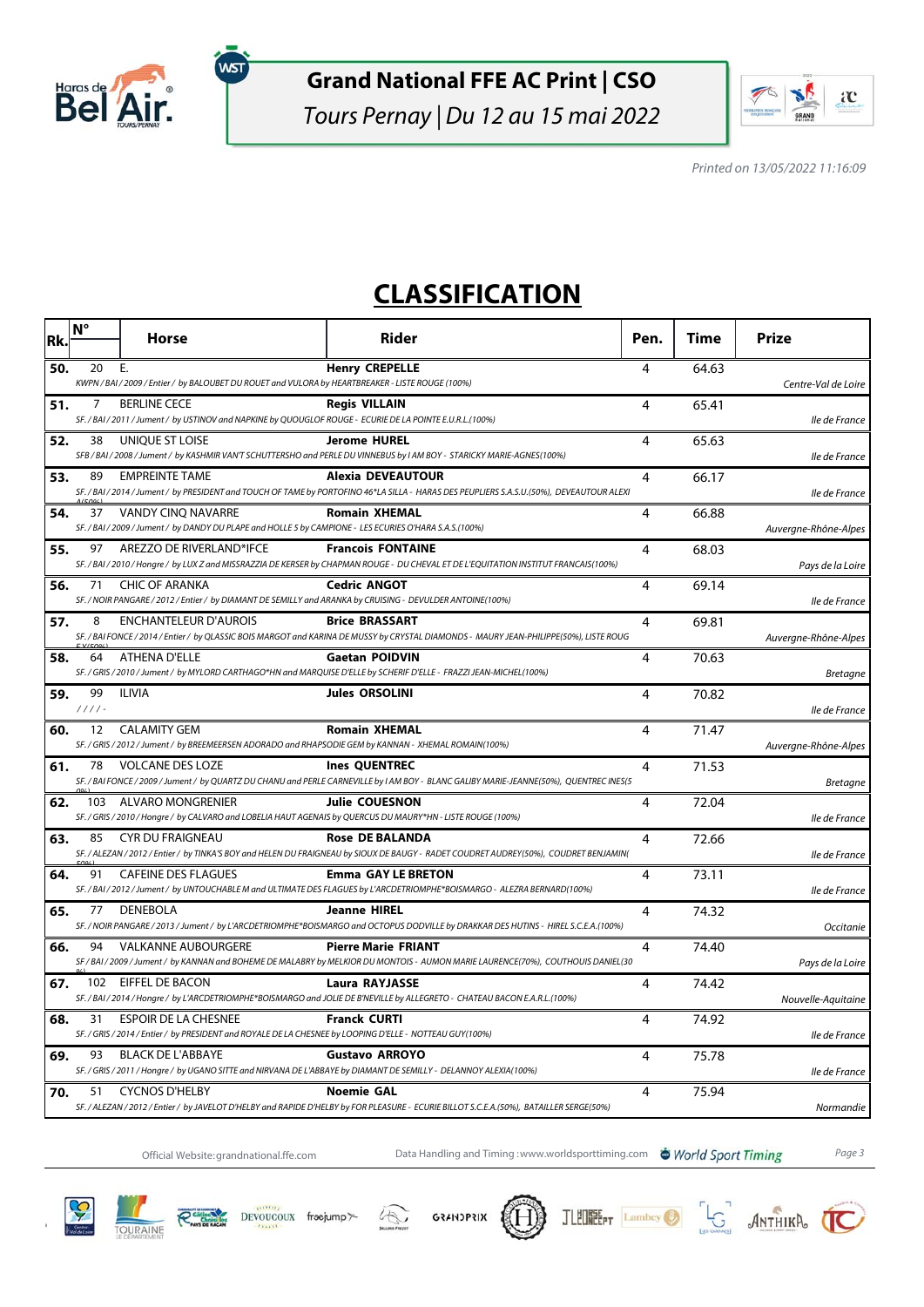# Grand National FFE AC Print | CSO

*Tours Pernay | Du 12 au 15 mai 2022*

*Printed on 13/05/2022 11:16:09*

## CLASSIFICATION

| Rk. | N° | Horse | Rider | Pen. | Time | Prize |
|---|---|---|---|---|---|---|
| 50. | 20 | E. <br> KWPN / BAI / 2009 / Entier / by BALOUBET DU ROUET and VULORA by HEARTBREAKER - LISTE ROUGE (100%) | **Henry CREPELLE** | 4 | 64.63 | *Centre-Val de Loire* |
| 51. | 7 | BERLINE CECE <br> SF. / BAI / 2011 / Jument / by USTINOV and NAPKINE by QUOUGLOF ROUGE - ECURIE DE LA POINTE E.U.R.L.(100%) | **Regis VILLAIN** | 4 | 65.41 | *Ile de France* |
| 52. | 38 | UNIQUE ST LOISE <br> SFB / BAI / 2008 / Jument / by KASHMIR VAN'T SCHUTTERSHO and PERLE DU VINNEBUS by I AM BOY - STARICKY MARIE-AGNES(100%) | **Jerome HUREL** | 4 | 65.63 | *Ile de France* |
| 53. | 89 | EMPREINTE TAME <br> SF. / BAI / 2014 / Jument / by PRESIDENT and TOUCH OF TAME by PORTOFINO 46*LA SILLA - HARAS DES PEUPLIERS S.A.S.U.(50%), DEVEAUTOUR ALEXIA(50%) | **Alexia DEVEAUTOUR** | 4 | 66.17 | *Ile de France* |
| 54. | 37 | VANDY CINQ NAVARRE <br> SF. / BAI / 2009 / Jument / by DANDY DU PLAPE and HOLLE 5 by CAMPIONE - LES ECURIES O'HARA S.A.S.(100%) | **Romain XHEMAL** | 4 | 66.88 | *Auvergne-Rhône-Alpes* |
| 55. | 97 | AREZZO DE RIVERLAND*IFCE <br> SF. / BAI / 2010 / Hongre / by LUX Z and MISSRAZZIA DE KERSER by CHAPMAN ROUGE - DU CHEVAL ET DE L'EQUITATION INSTITUT FRANCAIS(100%) | **Francois FONTAINE** | 4 | 68.03 | *Pays de la Loire* |
| 56. | 71 | CHIC OF ARANKA <br> SF. / NOIR PANGARE / 2012 / Entier / by DIAMANT DE SEMILLY and ARANKA by CRUISING - DEVULDER ANTOINE(100%) | **Cedric ANGOT** | 4 | 69.14 | *Ile de France* |
| 57. | 8 | ENCHANTELEUR D'AUROIS <br> SF. / BAI FONCE / 2014 / Entier / by QLASSIC BOIS MARGOT and KARINA DE MUSSY by CRYSTAL DIAMONDS - MAURY JEAN-PHILIPPE(50%), LISTE ROUGE(50%) | **Brice BRASSART** | 4 | 69.81 | *Auvergne-Rhône-Alpes* |
| 58. | 64 | ATHENA D'ELLE <br> SF. / GRIS / 2010 / Jument / by MYLORD CARTHAGO*HN and MARQUISE D'ELLE by SCHERIF D'ELLE - FRAZZI JEAN-MICHEL(100%) | **Gaetan POIDVIN** | 4 | 70.63 | *Bretagne* |
| 59. | 99 | ILIVIA <br> / / / / - | **Jules ORSOLINI** | 4 | 70.82 | *Ile de France* |
| 60. | 12 | CALAMITY GEM <br> SF. / GRIS / 2012 / Jument / by BREEMEERSEN ADORADO and RHAPSODIE GEM by KANNAN - XHEMAL ROMAIN(100%) | **Romain XHEMAL** | 4 | 71.47 | *Auvergne-Rhône-Alpes* |
| 61. | 78 | VOLCANE DES LOZE <br> SF. / BAI FONCE / 2009 / Jument / by QUARTZ DU CHANU and PERLE CARNEVILLE by I AM BOY - BLANC GALIBY MARIE-JEANNE(50%), QUENTREC INES(50%) | **Ines QUENTREC** | 4 | 71.53 | *Bretagne* |
| 62. | 103 | ALVARO MONGRENIER <br> SF. / GRIS / 2010 / Hongre / by CALVARO and LOBELIA HAUT AGENAIS by QUERCUS DU MAURY*HN - LISTE ROUGE (100%) | **Julie COUESNON** | 4 | 72.04 | *Ile de France* |
| 63. | 85 | CYR DU FRAIGNEAU <br> SF. / ALEZAN / 2012 / Entier / by TINKA'S BOY and HELEN DU FRAIGNEAU by SIOUX DE BAUGY - RADET COUDRET AUDREY(50%), COUDRET BENJAMIN(50%) | **Rose DE BALANDA** | 4 | 72.66 | *Ile de France* |
| 64. | 91 | CAFEINE DES FLAGUES <br> SF. / BAI / 2012 / Jument / by UNTOUCHABLE M and ULTIMATE DES FLAGUES by L'ARCDETRIOMPHE*BOISMARGO - ALEZRA BERNARD(100%) | **Emma GAY LE BRETON** | 4 | 73.11 | *Ile de France* |
| 65. | 77 | DENEBOLA <br> SF. / NOIR PANGARE / 2013 / Jument / by L'ARCDETRIOMPHE*BOISMARGO and OCTOPUS DODVILLE by DRAKKAR DES HUTINS - HIREL S.C.E.A.(100%) | **Jeanne HIREL** | 4 | 74.32 | *Occitanie* |
| 66. | 94 | VALKANNE AUBOURGERE <br> SF / BAI / 2009 / Jument / by KANNAN and BOHEME DE MALABRY by MELKIOR DU MONTOIS - AUMON MARIE LAURENCE(70%), COUTHOUIS DANIEL(30%) | **Pierre Marie FRIANT** | 4 | 74.40 | *Pays de la Loire* |
| 67. | 102 | EIFFEL DE BACON <br> SF. / BAI / 2014 / Hongre / by L'ARCDETRIOMPHE*BOISMARGO and JOLIE DE B'NEVILLE by ALLEGRETO - CHATEAU BACON E.A.R.L.(100%) | **Laura RAYJASSE** | 4 | 74.42 | *Nouvelle-Aquitaine* |
| 68. | 31 | ESPOIR DE LA CHESNEE <br> SF. / GRIS / 2014 / Entier / by PRESIDENT and ROYALE DE LA CHESNEE by LOOPING D'ELLE - NOTTEAU GUY(100%) | **Franck CURTI** | 4 | 74.92 | *Ile de France* |
| 69. | 93 | BLACK DE L'ABBAYE <br> SF. / GRIS / 2011 / Hongre / by UGANO SITTE and NIRVANA DE L'ABBAYE by DIAMANT DE SEMILLY - DELANNOY ALEXIA(100%) | **Gustavo ARROYO** | 4 | 75.78 | *Ile de France* |
| 70. | 51 | CYCNOS D'HELBY <br> SF. / ALEZAN / 2012 / Entier / by JAVELOT D'HELBY and RAPIDE D'HELBY by FOR PLEASURE - ECURIE BILLOT S.C.E.A.(50%), BATAILLER SERGE(50%) | **Noemie GAL** | 4 | 75.94 | *Normandie* |

Official Website: grandnational.ffe.com — Data Handling and Timing : www.worldsporttiming.com — World Sport Timing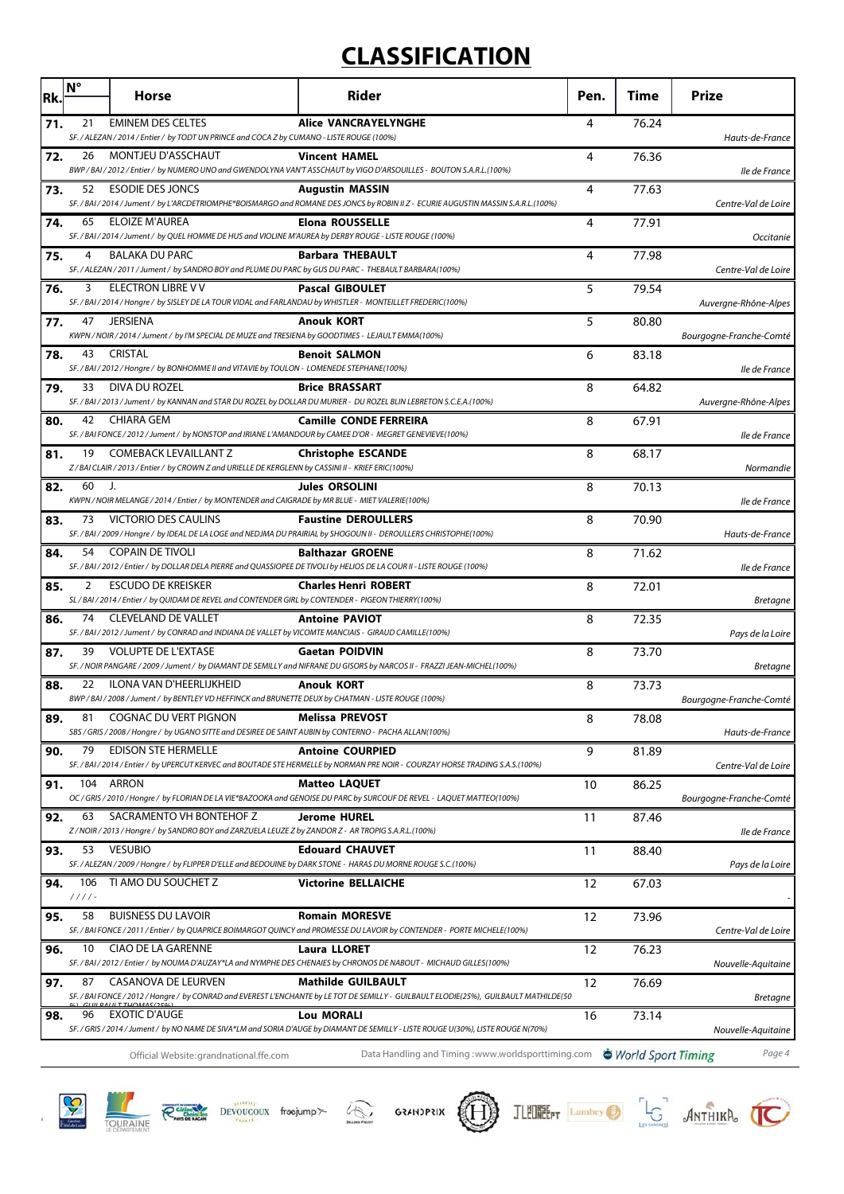# CLASSIFICATION

| Rk. | N° | Horse | Rider | Pen. | Time | Prize |
|---|---|---|---|---|---|---|
| 71. | 21 | EMINEM DES CELTES<br>*SF. / ALEZAN / 2014 / Entier / by TODT UN PRINCE and COCA Z by CUMANO - LISTE ROUGE (100%)* | **Alice VANCRAYELYNGHE** | 4 | 76.24 | *Hauts-de-France* |
| 72. | 26 | MONTJEU D'ASSCHAUT<br>*BWP / BAI / 2012 / Entier / by NUMERO UNO and GWENDOLYNA VAN'T ASSCHAUT by VIGO D'ARSOUILLES - BOUTON S.A.R.L.(100%)* | **Vincent HAMEL** | 4 | 76.36 | *Ile de France* |
| 73. | 52 | ESODIE DES JONCS<br>*SF. / BAI / 2014 / Jument / by L'ARCDETRIOMPHE\*BOISMARGO and ROMANE DES JONCS by ROBIN II Z - ECURIE AUGUSTIN MASSIN S.A.R.L.(100%)* | **Augustin MASSIN** | 4 | 77.63 | *Centre-Val de Loire* |
| 74. | 65 | ELOIZE M'AUREA<br>*SF. / BAI / 2014 / Jument / by QUEL HOMME DE HUS and VIOLINE M'AUREA by DERBY ROUGE - LISTE ROUGE (100%)* | **Elona ROUSSELLE** | 4 | 77.91 | *Occitanie* |
| 75. | 4 | BALAKA DU PARC<br>*SF. / ALEZAN / 2011 / Jument / by SANDRO BOY and PLUME DU PARC by GUS DU PARC - THEBAULT BARBARA(100%)* | **Barbara THEBAULT** | 4 | 77.98 | *Centre-Val de Loire* |
| 76. | 3 | ELECTRON LIBRE V V<br>*SF. / BAI / 2014 / Hongre / by SISLEY DE LA TOUR VIDAL and FARLANDAU by WHISTLER - MONTEILLET FREDERIC(100%)* | **Pascal GIBOULET** | 5 | 79.54 | *Auvergne-Rhône-Alpes* |
| 77. | 47 | JERSIENA<br>*KWPN / NOIR / 2014 / Jument / by I'M SPECIAL DE MUZE and TRESIENA by GOODTIMES - LEJAULT EMMA(100%)* | **Anouk KORT** | 5 | 80.80 | *Bourgogne-Franche-Comté* |
| 78. | 43 | CRISTAL<br>*SF. / BAI / 2012 / Hongre / by BONHOMME II and VITAVIE by TOULON - LOMENEDE STEPHANE(100%)* | **Benoit SALMON** | 6 | 83.18 | *Ile de France* |
| 79. | 33 | DIVA DU ROZEL<br>*SF. / BAI / 2013 / Jument / by KANNAN and STAR DU ROZEL by DOLLAR DU MURIER - DU ROZEL BLIN LEBRETON S.C.E.A.(100%)* | **Brice BRASSART** | 8 | 64.82 | *Auvergne-Rhône-Alpes* |
| 80. | 42 | CHIARA GEM<br>*SF. / BAI FONCE / 2012 / Jument / by NONSTOP and IRIANE L'AMANDOUR by CAMEE D'OR - MEGRET GENEVIEVE(100%)* | **Camille CONDE FERREIRA** | 8 | 67.91 | *Ile de France* |
| 81. | 19 | COMEBACK LEVAILLANT Z<br>*Z / BAI CLAIR / 2013 / Entier / by CROWN Z and URIELLE DE KERGLENN by CASSINI II - KRIEF ERIC(100%)* | **Christophe ESCANDE** | 8 | 68.17 | *Normandie* |
| 82. | 60 | J.<br>*KWPN / NOIR MELANGE / 2014 / Entier / by MONTENDER and CAIGRADE by MR BLUE - MIET VALERIE(100%)* | **Jules ORSOLINI** | 8 | 70.13 | *Ile de France* |
| 83. | 73 | VICTORIO DES CAULINS<br>*SF. / BAI / 2009 / Hongre / by IDEAL DE LA LOGE and NEDJMA DU PRAIRIAL by SHOGOUN II - DEROULLERS CHRISTOPHE(100%)* | **Faustine DEROULLERS** | 8 | 70.90 | *Hauts-de-France* |
| 84. | 54 | COPAIN DE TIVOLI<br>*SF. / BAI / 2012 / Entier / by DOLLAR DELA PIERRE and QUASSIOPEE DE TIVOLI by HELIOS DE LA COUR II - LISTE ROUGE (100%)* | **Balthazar GROENE** | 8 | 71.62 | *Ile de France* |
| 85. | 2 | ESCUDO DE KREISKER<br>*SL / BAI / 2014 / Entier / by QUIDAM DE REVEL and CONTENDER GIRL by CONTENDER - PIGEON THIERRY(100%)* | **Charles Henri ROBERT** | 8 | 72.01 | *Bretagne* |
| 86. | 74 | CLEVELAND DE VALLET<br>*SF. / BAI / 2012 / Jument / by CONRAD and INDIANA DE VALLET by VICOMTE MANCIAIS - GIRAUD CAMILLE(100%)* | **Antoine PAVIOT** | 8 | 72.35 | *Pays de la Loire* |
| 87. | 39 | VOLUPTE DE L'EXTASE<br>*SF. / NOIR PANGARE / 2009 / Jument / by DIAMANT DE SEMILLY and NIFRANE DU GISORS by NARCOS II - FRAZZI JEAN-MICHEL(100%)* | **Gaetan POIDVIN** | 8 | 73.70 | *Bretagne* |
| 88. | 22 | ILONA VAN D'HEERLIJKHEID<br>*BWP / BAI / 2008 / Jument / by BENTLEY VD HEFFINCK and BRUNETTE DEUX by CHATMAN - LISTE ROUGE (100%)* | **Anouk KORT** | 8 | 73.73 | *Bourgogne-Franche-Comté* |
| 89. | 81 | COGNAC DU VERT PIGNON<br>*SBS / GRIS / 2008 / Hongre / by UGANO SITTE and DESIREE DE SAINT AUBIN by CONTERNO - PACHA ALLAN(100%)* | **Melissa PREVOST** | 8 | 78.08 | *Hauts-de-France* |
| 90. | 79 | EDISON STE HERMELLE<br>*SF. / BAI / 2014 / Entier / by UPERCUT KERVEC and BOUTADE STE HERMELLE by NORMAN PRE NOIR - COURZAY HORSE TRADING S.A.S.(100%)* | **Antoine COURPIED** | 9 | 81.89 | *Centre-Val de Loire* |
| 91. | 104 | ARRON<br>*OC / GRIS / 2010 / Hongre / by FLORIAN DE LA VIE\*BAZOOKA and GENOISE DU PARC by SURCOUF DE REVEL - LAQUET MATTEO(100%)* | **Matteo LAQUET** | 10 | 86.25 | *Bourgogne-Franche-Comté* |
| 92. | 63 | SACRAMENTO VH BONTEHOF Z<br>*Z / NOIR / 2013 / Hongre / by SANDRO BOY and ZARZUELA LEUZE Z by ZANDOR Z - AR TROPIG S.A.R.L.(100%)* | **Jerome HUREL** | 11 | 87.46 | *Ile de France* |
| 93. | 53 | VESUBIO<br>*SF. / ALEZAN / 2009 / Hongre / by FLIPPER D'ELLE and BEDOUINE by DARK STONE - HARAS DU MORNE ROUGE S.C.(100%)* | **Edouard CHAUVET** | 11 | 88.40 | *Pays de la Loire* |
| 94. | 106 | TI AMO DU SOUCHET Z<br>*/ / / / -* | **Victorine BELLAICHE** | 12 | 67.03 | - |
| 95. | 58 | BUISNESS DU LAVOIR<br>*SF. / BAI FONCE / 2011 / Entier / by QUAPRICE BOIMARGOT QUINCY and PROMESSE DU LAVOIR by CONTENDER - PORTE MICHELE(100%)* | **Romain MORESVE** | 12 | 73.96 | *Centre-Val de Loire* |
| 96. | 10 | CIAO DE LA GARENNE<br>*SF. / BAI / 2012 / Entier / by NOUMA D'AUZAY\*LA and NYMPHE DES CHENAIES by CHRONOS DE NABOUT - MICHAUD GILLES(100%)* | **Laura LLORET** | 12 | 76.23 | *Nouvelle-Aquitaine* |
| 97. | 87 | CASANOVA DE LEURVEN<br>*SF. / BAI FONCE / 2012 / Hongre / by CONRAD and EVEREST L'ENCHANTE by LE TOT DE SEMILLY - GUILBAULT ELODIE(25%), GUILBAULT MATHILDE(50%), GUILBAULT THOMAS(25%)* | **Mathilde GUILBAULT** | 12 | 76.69 | *Bretagne* |
| 98. | 96 | EXOTIC D'AUGE<br>*SF. / GRIS / 2014 / Jument / by NO NAME DE SIVA\*LM and SORIA D'AUGE by DIAMANT DE SEMILLY - LISTE ROUGE U(30%), LISTE ROUGE N(70%)* | **Lou MORALI** | 16 | 73.14 | *Nouvelle-Aquitaine* |

Official Website:grandnational.ffe.com

Data Handling and Timing :www.worldsporttiming.com

World Sport Timing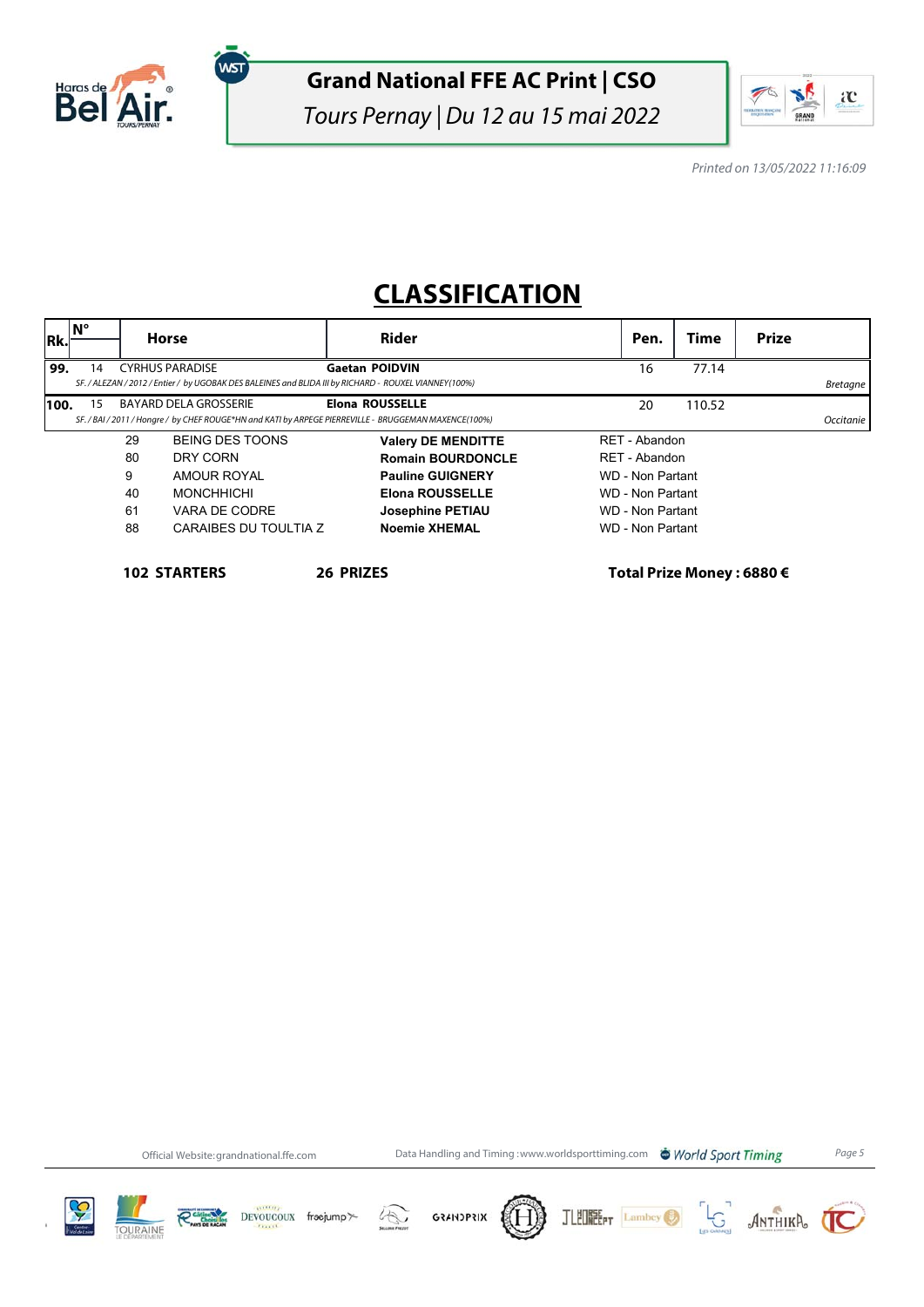# Grand National FFE AC Print | CSO

*Tours Pernay | Du 12 au 15 mai 2022*

*Printed on 13/05/2022 11:16:09*

## CLASSIFICATION

| Rk. | N° | Horse | Rider | Pen. | Time | Prize |
|---|---|---|---|---|---|---|
| 99. | 14 | CYRHUS PARADISE | Gaetan POIDVIN | 16 | 77.14 | |
| | | *SF. / ALEZAN / 2012 / Entier / by UGOBAK DES BALEINES and BLIDA III by RICHARD - ROUXEL VIANNEY(100%)* | | | | *Bretagne* |
| 100. | 15 | BAYARD DELA GROSSERIE | Elona ROUSSELLE | 20 | 110.52 | |
| | | *SF. / BAI / 2011 / Hongre / by CHEF ROUGE*HN and KATI by ARPEGE PIERREVILLE - BRUGGEMAN MAXENCE(100%)* | | | | *Occitanie* |

| N° | Horse | Rider | Status |
|---|---|---|---|
| 29 | BEING DES TOONS | Valery DE MENDITTE | RET - Abandon |
| 80 | DRY CORN | Romain BOURDONCLE | RET - Abandon |
| 9 | AMOUR ROYAL | Pauline GUIGNERY | WD - Non Partant |
| 40 | MONCHHICHI | Elona ROUSSELLE | WD - Non Partant |
| 61 | VARA DE CODRE | Josephine PETIAU | WD - Non Partant |
| 88 | CARAIBES DU TOULTIA Z | Noemie XHEMAL | WD - Non Partant |

**102 STARTERS** **26 PRIZES** **Total Prize Money : 6880 €**

Official Website:grandnational.ffe.com

Data Handling and Timing : www.worldsporttiming.com World Sport Timing